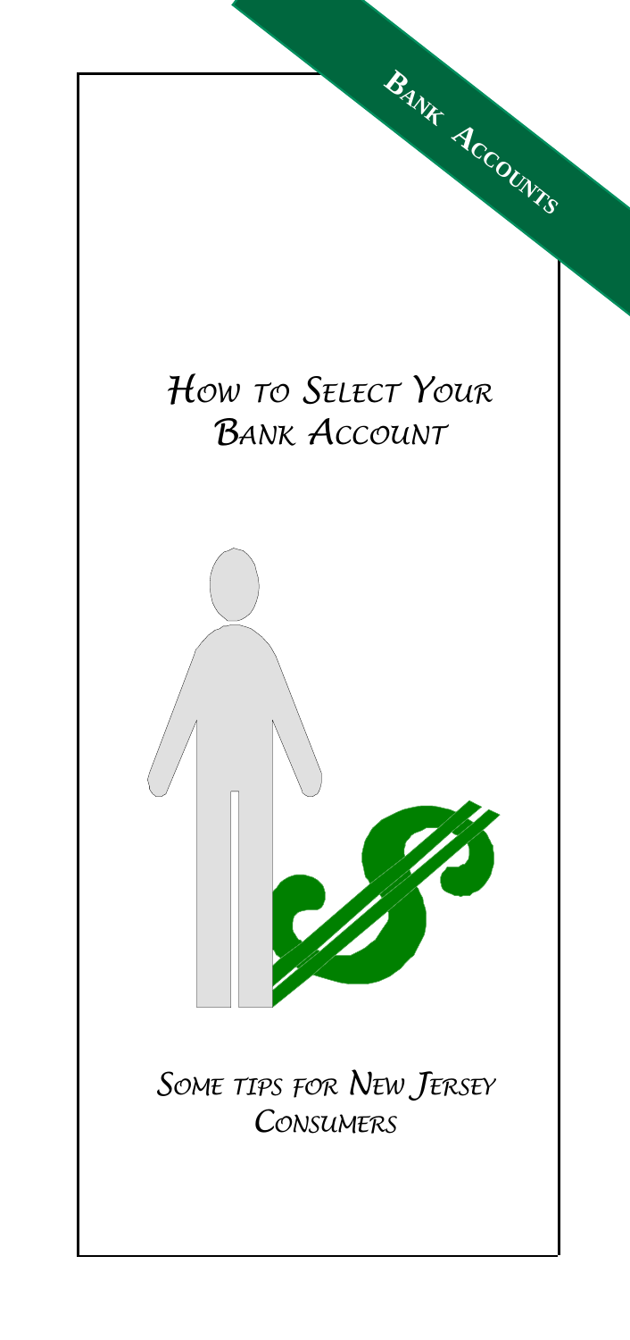**Bank Accounts**

# How to Select Your Bank Account

*Some tips for New Jersey Consumers*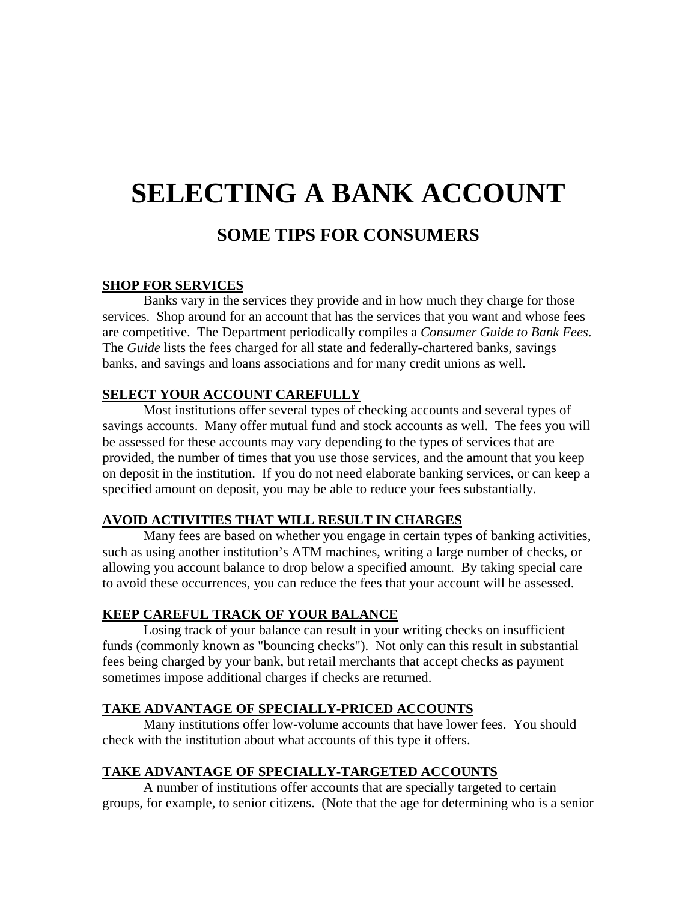# SELECTING A BANK ACCOUNT

## SOME TIPS FOR CONSUMERS

**SHOP FOR SERVICES**

Banks vary in the services they provide and in how much they charge for those services. Shop around for an account that has the services that you want and whose fees are competitive. The Department periodically compiles a *Consumer Guide to Bank Fees*. The *Guide* lists the fees charged for all state and federally-chartered banks, savings banks, and savings and loans associations and for many credit unions as well.

**SELECT YOUR ACCOUNT CAREFULLY**

Most institutions offer several types of checking accounts and several types of savings accounts. Many offer mutual fund and stock accounts as well. The fees you will be assessed for these accounts may vary depending to the types of services that are provided, the number of times that you use those services, and the amount that you keep on deposit in the institution. If you do not need elaborate banking services, or can keep a specified amount on deposit, you may be able to reduce your fees substantially.

**AVOID ACTIVITIES THAT WILL RESULT IN CHARGES**

Many fees are based on whether you engage in certain types of banking activities, such as using another institution's ATM machines, writing a large number of checks, or allowing you account balance to drop below a specified amount. By taking special care to avoid these occurrences, you can reduce the fees that your account will be assessed.

**KEEP CAREFUL TRACK OF YOUR BALANCE**

Losing track of your balance can result in your writing checks on insufficient funds (commonly known as "bouncing checks"). Not only can this result in substantial fees being charged by your bank, but retail merchants that accept checks as payment sometimes impose additional charges if checks are returned.

**TAKE ADVANTAGE OF SPECIALLY-PRICED ACCOUNTS**

Many institutions offer low-volume accounts that have lower fees. You should check with the institution about what accounts of this type it offers.

**TAKE ADVANTAGE OF SPECIALLY-TARGETED ACCOUNTS**

A number of institutions offer accounts that are specially targeted to certain groups, for example, to senior citizens. (Note that the age for determining who is a senior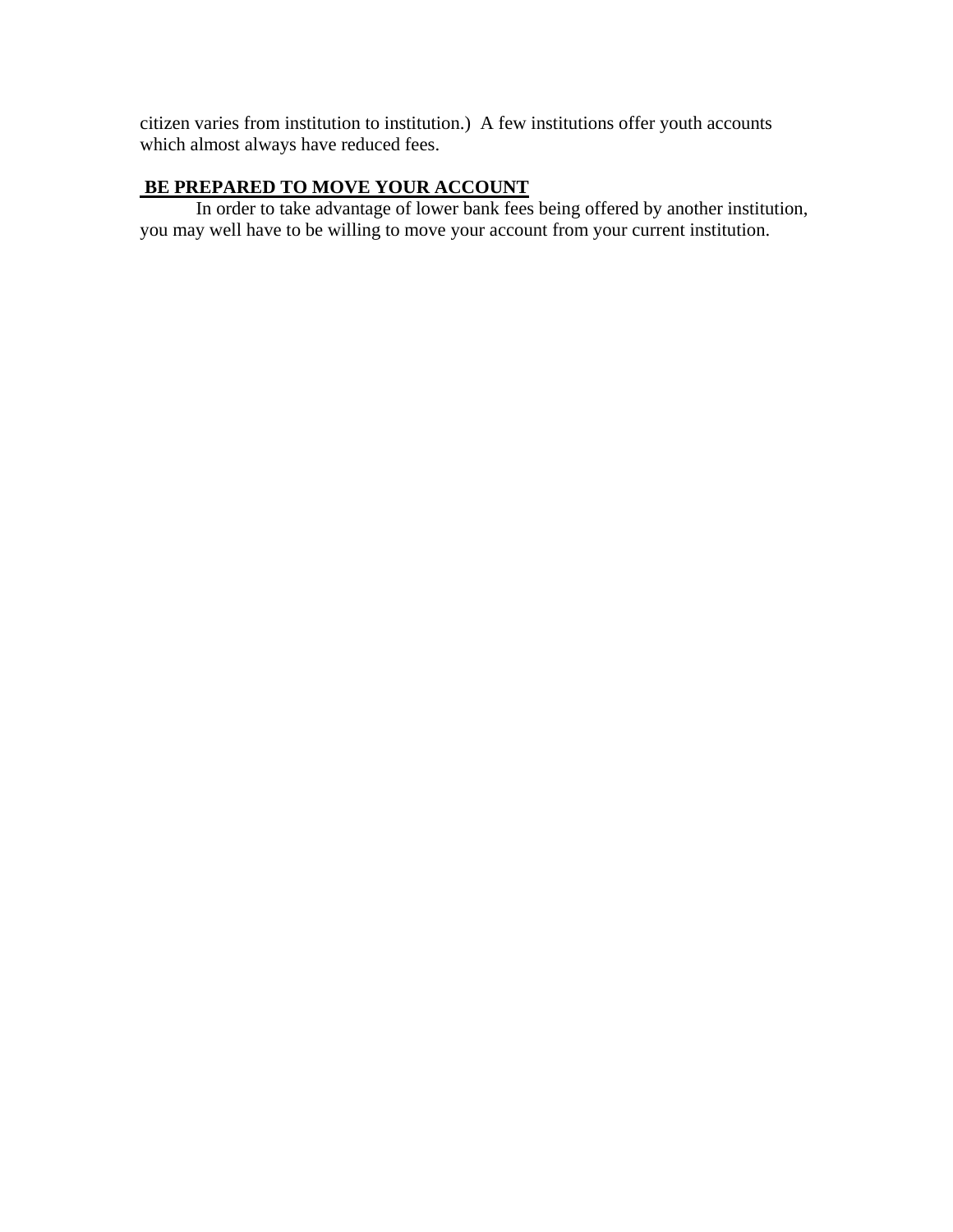citizen varies from institution to institution.)  A few institutions offer youth accounts which almost always have reduced fees.

**BE PREPARED TO MOVE YOUR ACCOUNT**

In order to take advantage of lower bank fees being offered by another institution, you may well have to be willing to move your account from your current institution.